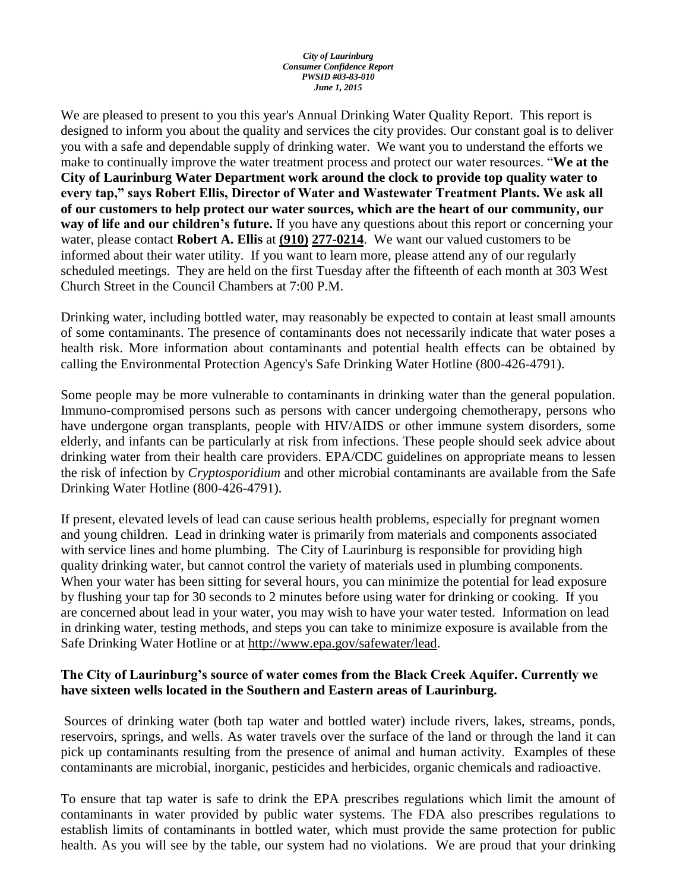***City of Laurinburg***
***Consumer Confidence Report***
***PWSID #03-83-010***
***June 1, 2015***

We are pleased to present to you this year's Annual Drinking Water Quality Report. This report is designed to inform you about the quality and services the city provides. Our constant goal is to deliver you with a safe and dependable supply of drinking water. We want you to understand the efforts we make to continually improve the water treatment process and protect our water resources. "**We at the City of Laurinburg Water Department work around the clock to provide top quality water to every tap," says Robert Ellis, Director of Water and Wastewater Treatment Plants. We ask all of our customers to help protect our water sources, which are the heart of our community, our way of life and our children's future.** If you have any questions about this report or concerning your water, please contact **Robert A. Ellis** at **(910) 277-0214**. We want our valued customers to be informed about their water utility. If you want to learn more, please attend any of our regularly scheduled meetings. They are held on the first Tuesday after the fifteenth of each month at 303 West Church Street in the Council Chambers at 7:00 P.M.

Drinking water, including bottled water, may reasonably be expected to contain at least small amounts of some contaminants. The presence of contaminants does not necessarily indicate that water poses a health risk. More information about contaminants and potential health effects can be obtained by calling the Environmental Protection Agency's Safe Drinking Water Hotline (800-426-4791).

Some people may be more vulnerable to contaminants in drinking water than the general population. Immuno-compromised persons such as persons with cancer undergoing chemotherapy, persons who have undergone organ transplants, people with HIV/AIDS or other immune system disorders, some elderly, and infants can be particularly at risk from infections. These people should seek advice about drinking water from their health care providers. EPA/CDC guidelines on appropriate means to lessen the risk of infection by *Cryptosporidium* and other microbial contaminants are available from the Safe Drinking Water Hotline (800-426-4791).

If present, elevated levels of lead can cause serious health problems, especially for pregnant women and young children. Lead in drinking water is primarily from materials and components associated with service lines and home plumbing. The City of Laurinburg is responsible for providing high quality drinking water, but cannot control the variety of materials used in plumbing components. When your water has been sitting for several hours, you can minimize the potential for lead exposure by flushing your tap for 30 seconds to 2 minutes before using water for drinking or cooking. If you are concerned about lead in your water, you may wish to have your water tested. Information on lead in drinking water, testing methods, and steps you can take to minimize exposure is available from the Safe Drinking Water Hotline or at http://www.epa.gov/safewater/lead.

**The City of Laurinburg's source of water comes from the Black Creek Aquifer. Currently we have sixteen wells located in the Southern and Eastern areas of Laurinburg.**

Sources of drinking water (both tap water and bottled water) include rivers, lakes, streams, ponds, reservoirs, springs, and wells. As water travels over the surface of the land or through the land it can pick up contaminants resulting from the presence of animal and human activity. Examples of these contaminants are microbial, inorganic, pesticides and herbicides, organic chemicals and radioactive.

To ensure that tap water is safe to drink the EPA prescribes regulations which limit the amount of contaminants in water provided by public water systems. The FDA also prescribes regulations to establish limits of contaminants in bottled water, which must provide the same protection for public health. As you will see by the table, our system had no violations. We are proud that your drinking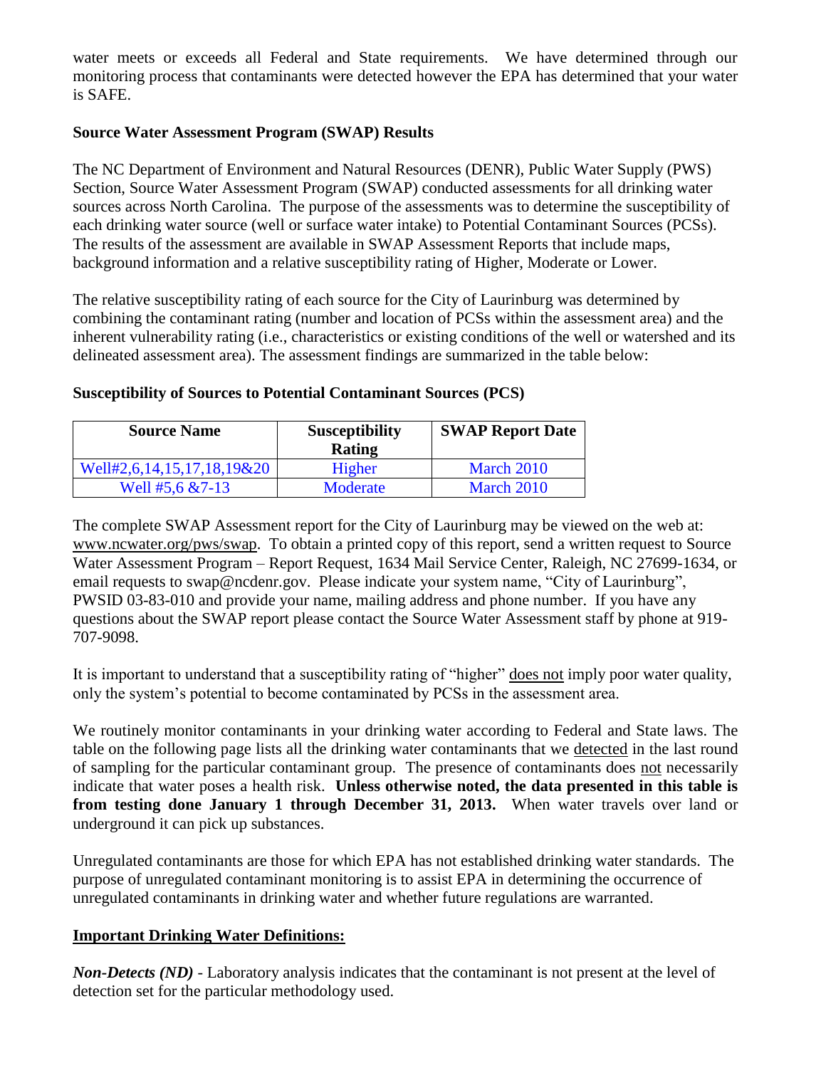water meets or exceeds all Federal and State requirements. We have determined through our monitoring process that contaminants were detected however the EPA has determined that your water is SAFE.

**Source Water Assessment Program (SWAP) Results**

The NC Department of Environment and Natural Resources (DENR), Public Water Supply (PWS) Section, Source Water Assessment Program (SWAP) conducted assessments for all drinking water sources across North Carolina. The purpose of the assessments was to determine the susceptibility of each drinking water source (well or surface water intake) to Potential Contaminant Sources (PCSs). The results of the assessment are available in SWAP Assessment Reports that include maps, background information and a relative susceptibility rating of Higher, Moderate or Lower.

The relative susceptibility rating of each source for the City of Laurinburg was determined by combining the contaminant rating (number and location of PCSs within the assessment area) and the inherent vulnerability rating (i.e., characteristics or existing conditions of the well or watershed and its delineated assessment area). The assessment findings are summarized in the table below:

**Susceptibility of Sources to Potential Contaminant Sources (PCS)**

| Source Name | Susceptibility Rating | SWAP Report Date |
|---|---|---|
| Well#2,6,14,15,17,18,19&20 | Higher | March 2010 |
| Well #5,6 &7-13 | Moderate | March 2010 |

The complete SWAP Assessment report for the City of Laurinburg may be viewed on the web at: www.ncwater.org/pws/swap. To obtain a printed copy of this report, send a written request to Source Water Assessment Program – Report Request, 1634 Mail Service Center, Raleigh, NC 27699-1634, or email requests to swap@ncdenr.gov. Please indicate your system name, "City of Laurinburg", PWSID 03-83-010 and provide your name, mailing address and phone number. If you have any questions about the SWAP report please contact the Source Water Assessment staff by phone at 919-707-9098.

It is important to understand that a susceptibility rating of "higher" does not imply poor water quality, only the system's potential to become contaminated by PCSs in the assessment area.

We routinely monitor contaminants in your drinking water according to Federal and State laws. The table on the following page lists all the drinking water contaminants that we detected in the last round of sampling for the particular contaminant group. The presence of contaminants does not necessarily indicate that water poses a health risk. **Unless otherwise noted, the data presented in this table is from testing done January 1 through December 31, 2013.** When water travels over land or underground it can pick up substances.

Unregulated contaminants are those for which EPA has not established drinking water standards. The purpose of unregulated contaminant monitoring is to assist EPA in determining the occurrence of unregulated contaminants in drinking water and whether future regulations are warranted.

**Important Drinking Water Definitions:**

***Non-Detects (ND)*** - Laboratory analysis indicates that the contaminant is not present at the level of detection set for the particular methodology used.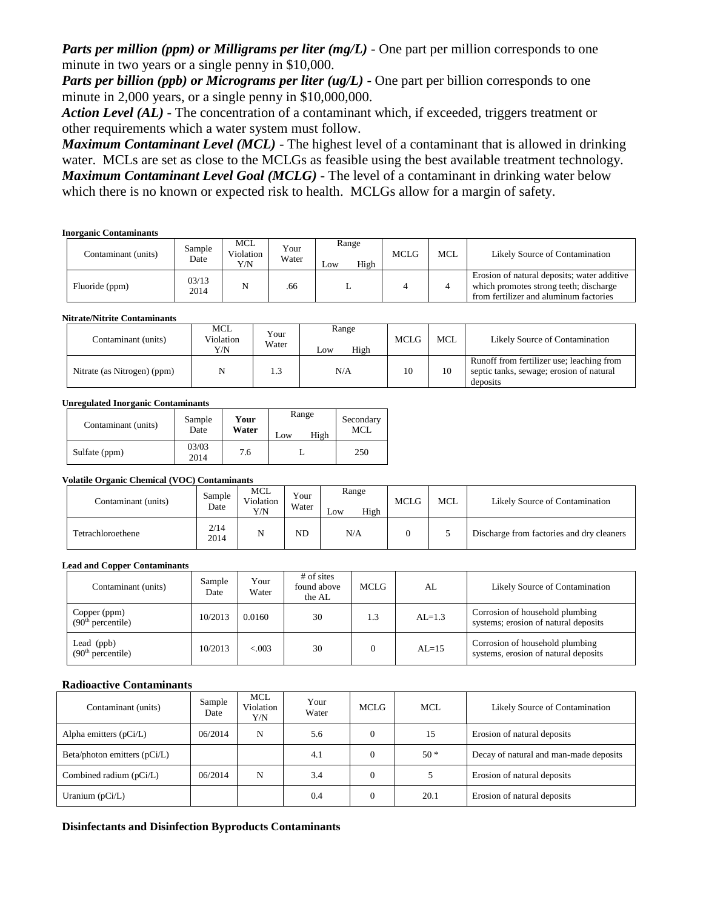***Parts per million (ppm) or Milligrams per liter (mg/L)*** - One part per million corresponds to one minute in two years or a single penny in $10,000.

***Parts per billion (ppb) or Micrograms per liter (ug/L)*** - One part per billion corresponds to one minute in 2,000 years, or a single penny in $10,000,000.

***Action Level (AL)*** - The concentration of a contaminant which, if exceeded, triggers treatment or other requirements which a water system must follow.

***Maximum Contaminant Level (MCL)*** - The highest level of a contaminant that is allowed in drinking water. MCLs are set as close to the MCLGs as feasible using the best available treatment technology.

***Maximum Contaminant Level Goal (MCLG)*** - The level of a contaminant in drinking water below which there is no known or expected risk to health. MCLGs allow for a margin of safety.

**Inorganic Contaminants**

| Contaminant (units) | Sample Date | MCL Violation Y/N | Your Water | Range Low | Range High | MCLG | MCL | Likely Source of Contamination |
|---|---|---|---|---|---|---|---|---|
| Fluoride (ppm) | 03/13 2014 | N | .66 | L | | 4 | 4 | Erosion of natural deposits; water additive which promotes strong teeth; discharge from fertilizer and aluminum factories |

**Nitrate/Nitrite Contaminants**

| Contaminant (units) | MCL Violation Y/N | Your Water | Range Low | Range High | MCLG | MCL | Likely Source of Contamination |
|---|---|---|---|---|---|---|---|
| Nitrate (as Nitrogen) (ppm) | N | 1.3 | N/A | | 10 | 10 | Runoff from fertilizer use; leaching from septic tanks, sewage; erosion of natural deposits |

**Unregulated Inorganic Contaminants**

| Contaminant (units) | Sample Date | **Your Water** | Range Low | Range High | Secondary MCL |
|---|---|---|---|---|---|
| Sulfate (ppm) | 03/03 2014 | 7.6 | L | | 250 |

**Volatile Organic Chemical (VOC) Contaminants**

| Contaminant (units) | Sample Date | MCL Violation Y/N | Your Water | Range Low | Range High | MCLG | MCL | Likely Source of Contamination |
|---|---|---|---|---|---|---|---|---|
| Tetrachloroethene | 2/14 2014 | N | ND | N/A | | 0 | 5 | Discharge from factories and dry cleaners |

**Lead and Copper Contaminants**

| Contaminant (units) | Sample Date | Your Water | # of sites found above the AL | MCLG | AL | Likely Source of Contamination |
|---|---|---|---|---|---|---|
| Copper (ppm) (90th percentile) | 10/2013 | 0.0160 | 30 | 1.3 | AL=1.3 | Corrosion of household plumbing systems; erosion of natural deposits |
| Lead (ppb) (90th percentile) | 10/2013 | <.003 | 30 | 0 | AL=15 | Corrosion of household plumbing systems, erosion of natural deposits |

**Radioactive Contaminants**

| Contaminant (units) | Sample Date | MCL Violation Y/N | Your Water | MCLG | MCL | Likely Source of Contamination |
|---|---|---|---|---|---|---|
| Alpha emitters (pCi/L) | 06/2014 | N | 5.6 | 0 | 15 | Erosion of natural deposits |
| Beta/photon emitters (pCi/L) | | | 4.1 | 0 | 50 * | Decay of natural and man-made deposits |
| Combined radium (pCi/L) | 06/2014 | N | 3.4 | 0 | 5 | Erosion of natural deposits |
| Uranium (pCi/L) | | | 0.4 | 0 | 20.1 | Erosion of natural deposits |

**Disinfectants and Disinfection Byproducts Contaminants**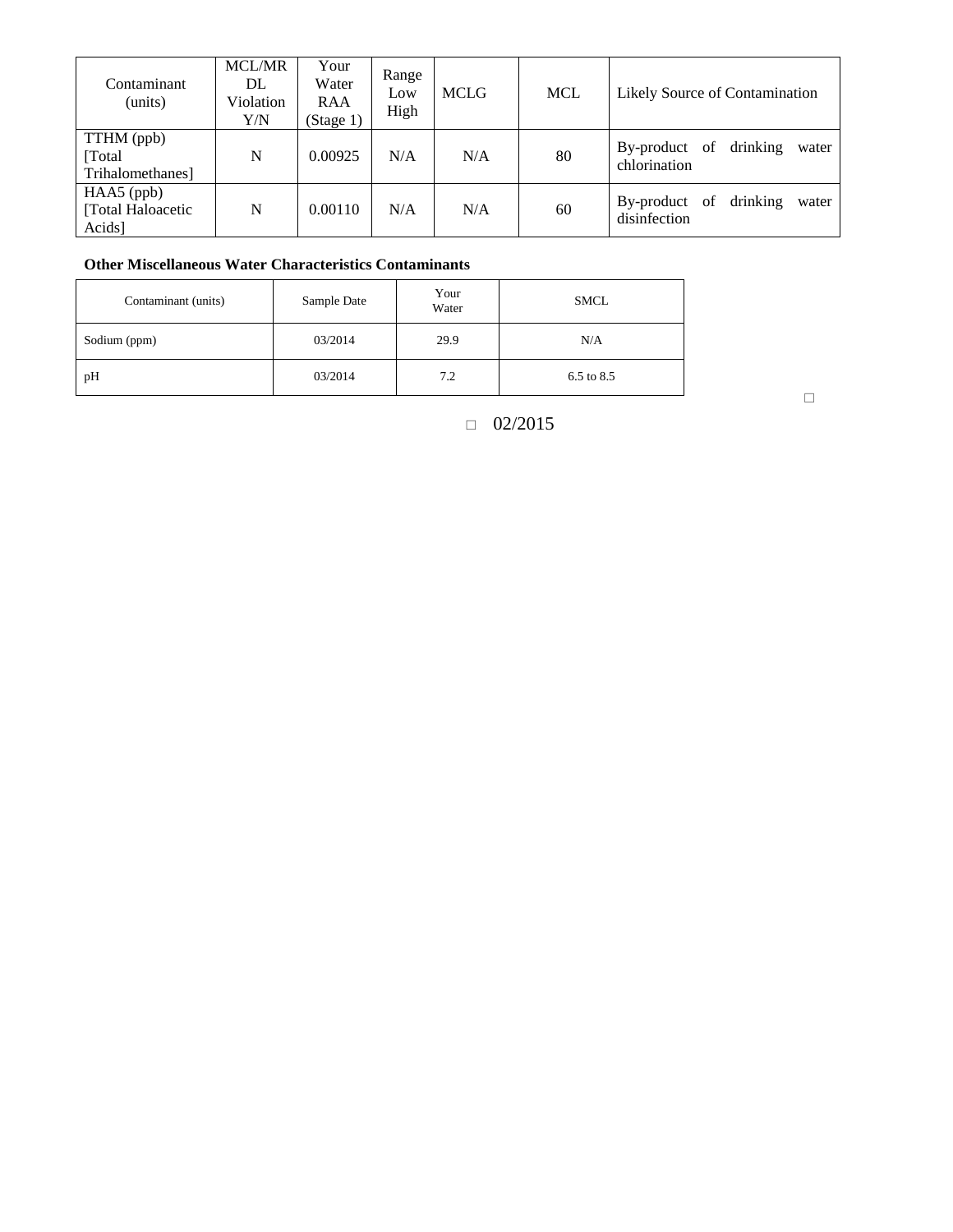| Contaminant (units) | MCL/MRDL Violation Y/N | Your Water RAA (Stage 1) | Range Low High | MCLG | MCL | Likely Source of Contamination |
|---|---|---|---|---|---|---|
| TTHM (ppb) [Total Trihalomethanes] | N | 0.00925 | N/A | N/A | 80 | By-product of drinking water chlorination |
| HAA5 (ppb) [Total Haloacetic Acids] | N | 0.00110 | N/A | N/A | 60 | By-product of drinking water disinfection |

**Other Miscellaneous Water Characteristics Contaminants**

| Contaminant (units) | Sample Date | Your Water | SMCL |
|---|---|---|---|
| Sodium (ppm) | 03/2014 | 29.9 | N/A |
| pH | 03/2014 | 7.2 | 6.5 to 8.5 |

□ 02/2015